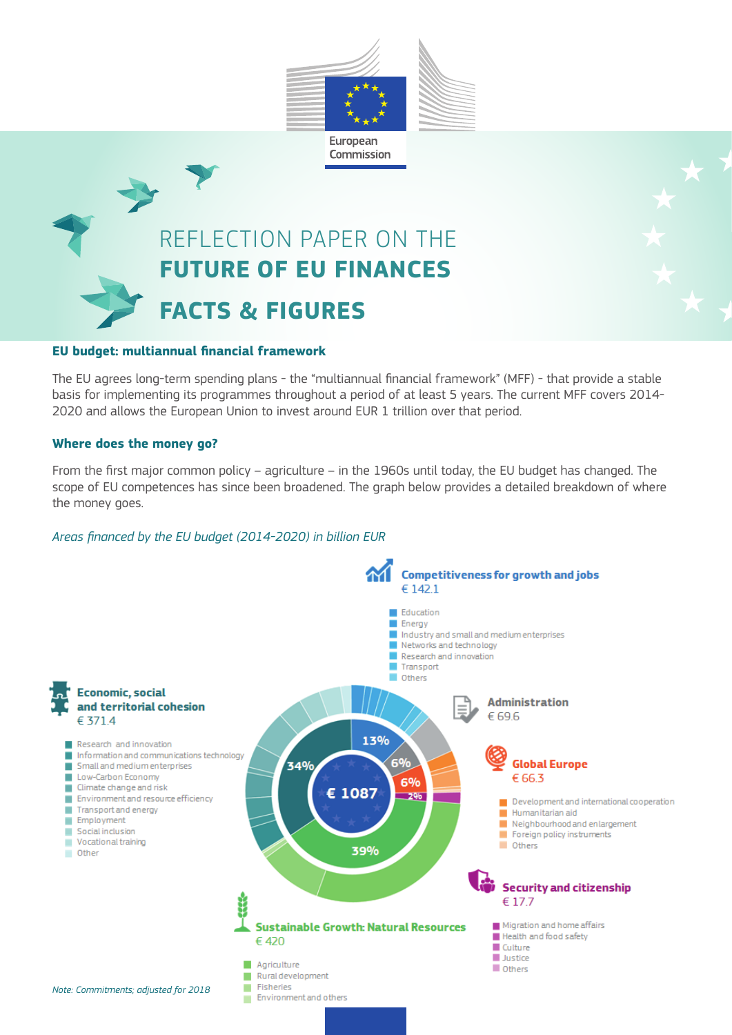European Commission

# REFLECTION PAPER ON THE FUTURE OF EU FINANCES

# FACTS & FIGURES

## EU budget: multiannual financial framework

The EU agrees long-term spending plans - the "multiannual financial framework" (MFF) - that provide a stable basis for implementing its programmes throughout a period of at least 5 years. The current MFF covers 2014-2020 and allows the European Union to invest around EUR 1 trillion over that period.

## Where does the money go?

From the first major common policy – agriculture – in the 1960s until today, the EU budget has changed. The scope of EU competences has since been broadened. The graph below provides a detailed breakdown of where the money goes.

*Areas financed by the EU budget (2014-2020) in billion EUR*

**€ 1087**

**Competitiveness for growth and jobs** € 142.1 (13%)
- Education
- Energy
- Industry and small and medium enterprises
- Networks and technology
- Research and innovation
- Transport
- Others

**Administration** € 69.6 (6%)

**Global Europe** € 66.3 (6%)
- Development and international cooperation
- Humanitarian aid
- Neighbourhood and enlargement
- Foreign policy instruments
- Others

**Security and citizenship** € 17.7 (2%)
- Migration and home affairs
- Health and food safety
- Culture
- Justice
- Others

**Sustainable Growth: Natural Resources** € 420 (39%)
- Agriculture
- Rural development
- Fisheries
- Environment and others

**Economic, social and territorial cohesion** € 371.4 (34%)
- Research and innovation
- Information and communications technology
- Small and medium enterprises
- Low-Carbon Economy
- Climate change and risk
- Environment and resource efficiency
- Transport and energy
- Employment
- Social inclusion
- Vocational training
- Other

*Note: Commitments; adjusted for 2018*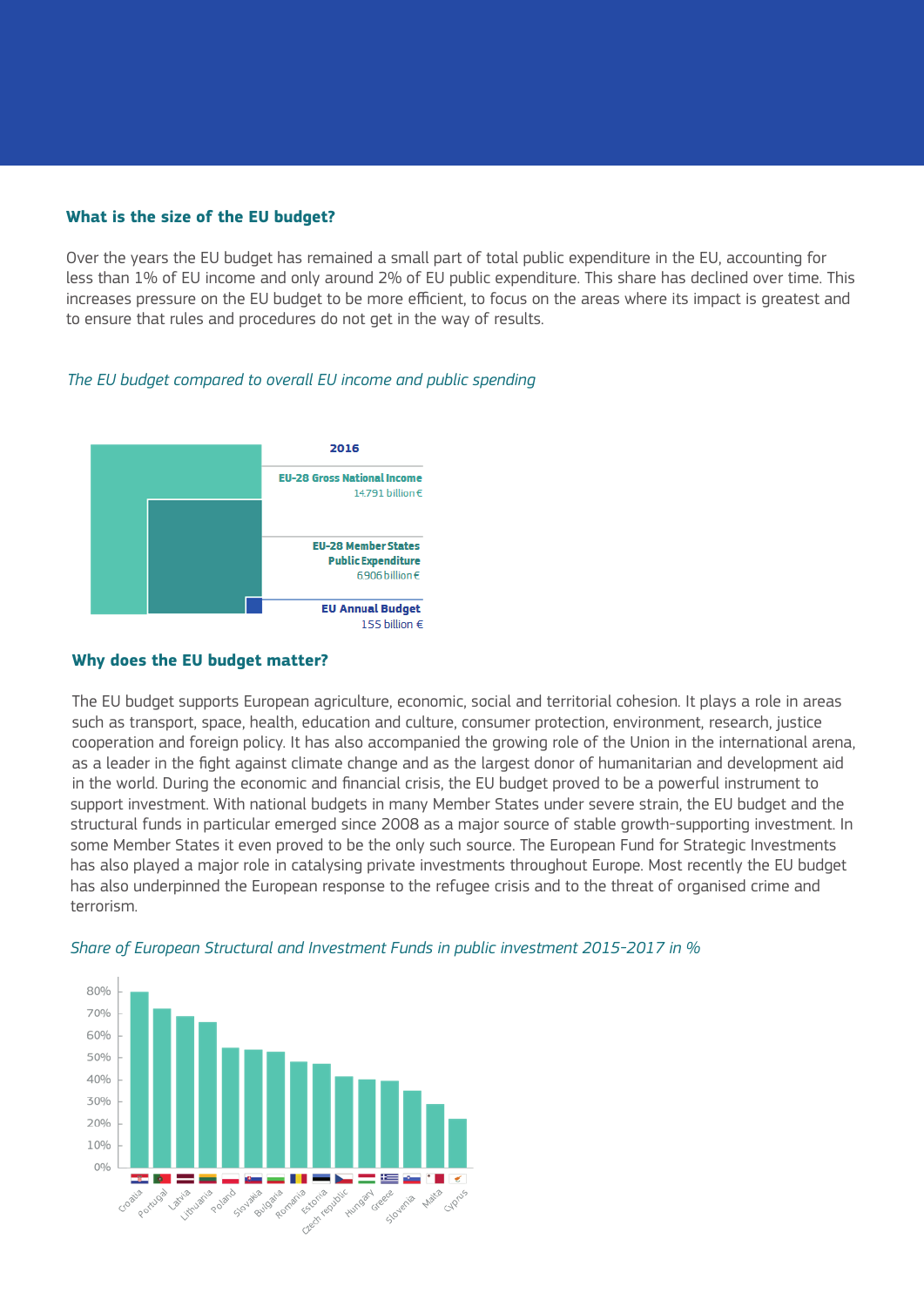## What is the size of the EU budget?

Over the years the EU budget has remained a small part of total public expenditure in the EU, accounting for less than 1% of EU income and only around 2% of EU public expenditure. This share has declined over time. This increases pressure on the EU budget to be more efficient, to focus on the areas where its impact is greatest and to ensure that rules and procedures do not get in the way of results.

*The EU budget compared to overall EU income and public spending*

**2016**

**EU-28 Gross National Income**
14 791 billion €

**EU-28 Member States Public Expenditure**
6 906 billion €

**EU Annual Budget**
155 billion €

## Why does the EU budget matter?

The EU budget supports European agriculture, economic, social and territorial cohesion. It plays a role in areas such as transport, space, health, education and culture, consumer protection, environment, research, justice cooperation and foreign policy. It has also accompanied the growing role of the Union in the international arena, as a leader in the fight against climate change and as the largest donor of humanitarian and development aid in the world. During the economic and financial crisis, the EU budget proved to be a powerful instrument to support investment. With national budgets in many Member States under severe strain, the EU budget and the structural funds in particular emerged since 2008 as a major source of stable growth-supporting investment. In some Member States it even proved to be the only such source. The European Fund for Strategic Investments has also played a major role in catalysing private investments throughout Europe. Most recently the EU budget has also underpinned the European response to the refugee crisis and to the threat of organised crime and terrorism.

*Share of European Structural and Investment Funds in public investment 2015-2017 in %*

| Country | Share (approx.) |
|---|---|
| Croatia | 80% |
| Portugal | 72% |
| Latvia | 69% |
| Lithuania | 66% |
| Poland | 55% |
| Slovakia | 54% |
| Bulgaria | 53% |
| Romania | 48% |
| Estonia | 47% |
| Czech republic | 42% |
| Hungary | 40% |
| Greece | 40% |
| Slovenia | 35% |
| Malta | 29% |
| Cyprus | 22% |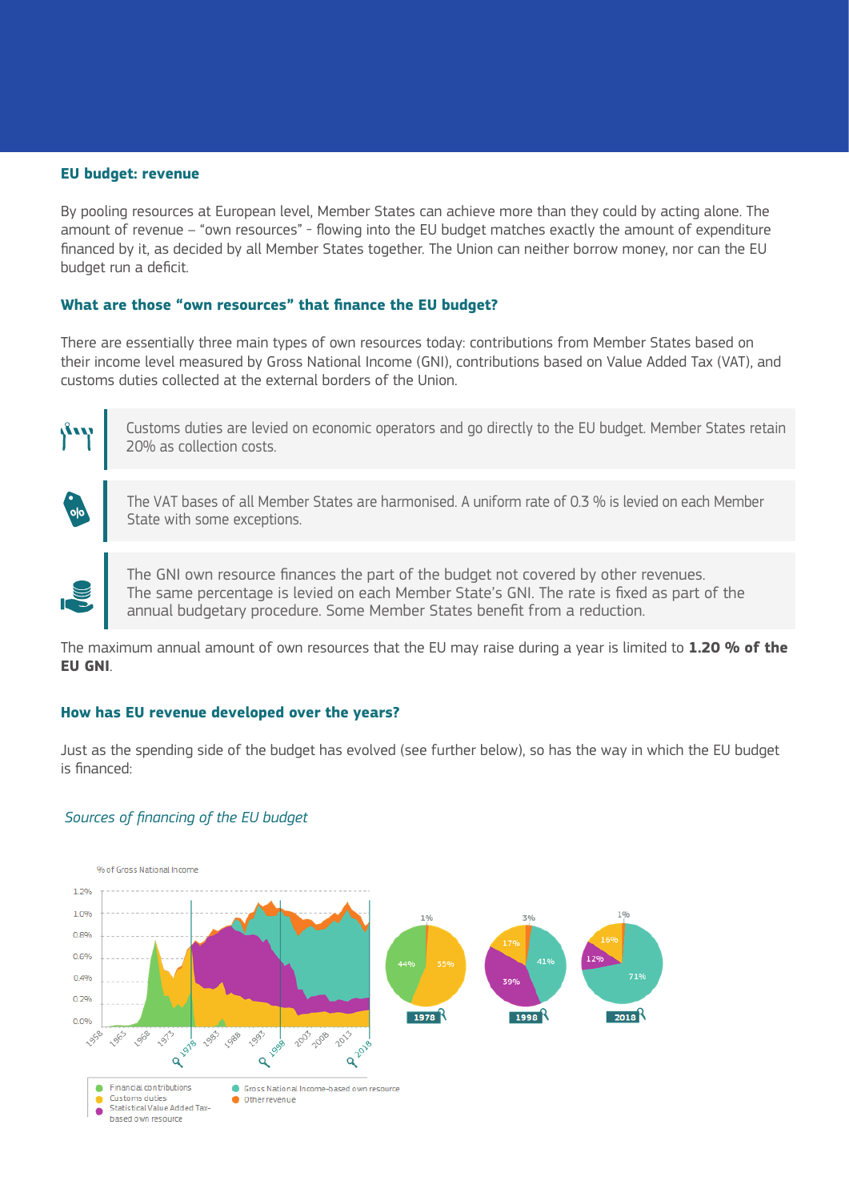## EU budget: revenue

By pooling resources at European level, Member States can achieve more than they could by acting alone. The amount of revenue – "own resources" - flowing into the EU budget matches exactly the amount of expenditure financed by it, as decided by all Member States together. The Union can neither borrow money, nor can the EU budget run a deficit.

### What are those "own resources" that finance the EU budget?

There are essentially three main types of own resources today: contributions from Member States based on their income level measured by Gross National Income (GNI), contributions based on Value Added Tax (VAT), and customs duties collected at the external borders of the Union.

> Customs duties are levied on economic operators and go directly to the EU budget. Member States retain 20% as collection costs.

> The VAT bases of all Member States are harmonised. A uniform rate of 0.3 % is levied on each Member State with some exceptions.

> The GNI own resource finances the part of the budget not covered by other revenues. The same percentage is levied on each Member State's GNI. The rate is fixed as part of the annual budgetary procedure. Some Member States benefit from a reduction.

The maximum annual amount of own resources that the EU may raise during a year is limited to **1.20 % of the EU GNI**.

### How has EU revenue developed over the years?

Just as the spending side of the budget has evolved (see further below), so has the way in which the EU budget is financed:

*Sources of financing of the EU budget*

% of Gross National Income

| Year | Financial contributions | Customs duties | Statistical Value Added Tax-based own resource | Gross National Income-based own resource | Other revenue |
|---|---|---|---|---|---|
| 1978 | 44% | 55% | | | 1% |
| 1998 | | 17% | 39% | 41% | 3% |
| 2018 | | 16% | 12% | 71% | 1% |

Legend: Financial contributions; Customs duties; Statistical Value Added Tax-based own resource; Gross National Income-based own resource; Other revenue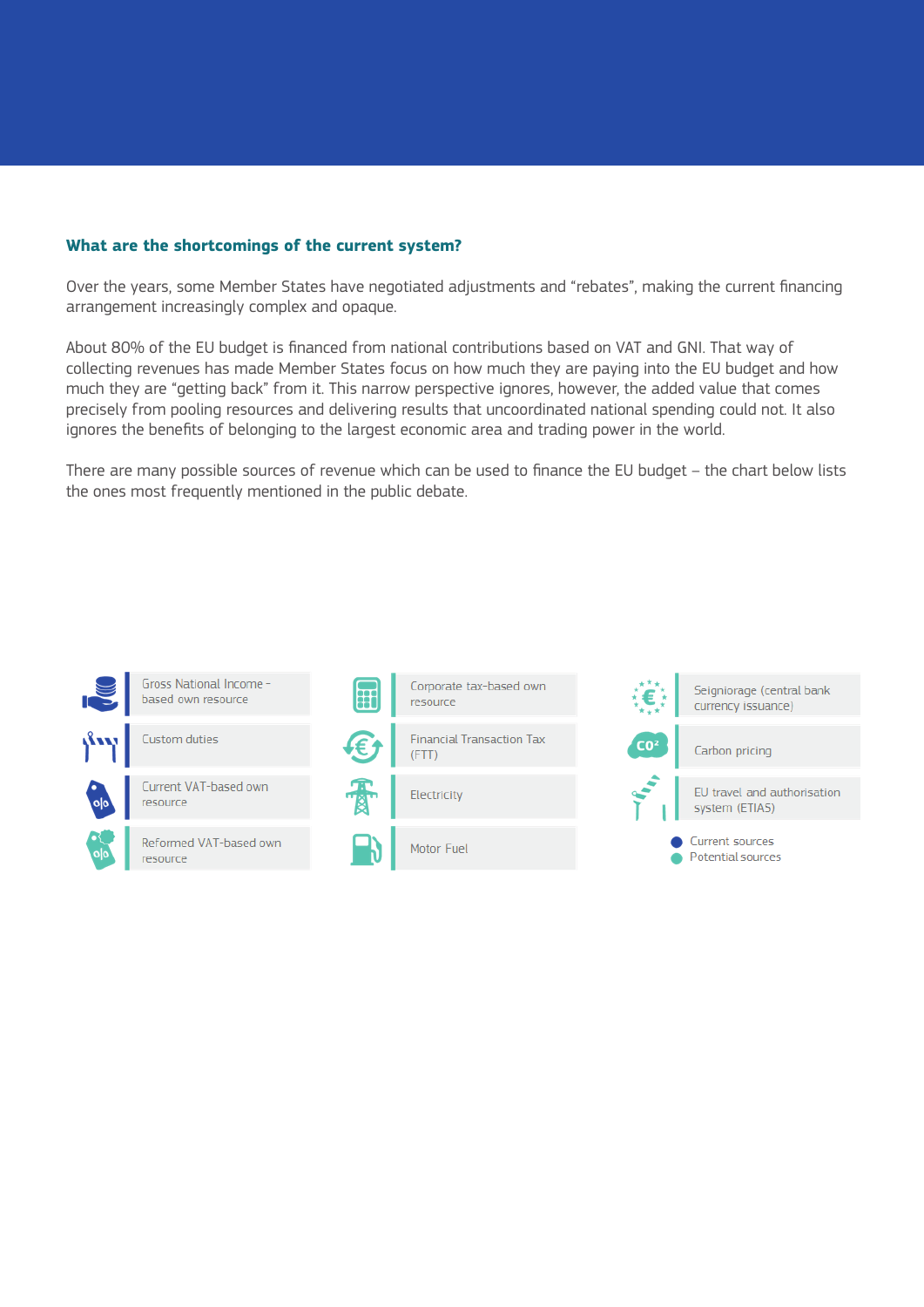### What are the shortcomings of the current system?

Over the years, some Member States have negotiated adjustments and “rebates”, making the current financing arrangement increasingly complex and opaque.

About 80% of the EU budget is financed from national contributions based on VAT and GNI. That way of collecting revenues has made Member States focus on how much they are paying into the EU budget and how much they are “getting back” from it. This narrow perspective ignores, however, the added value that comes precisely from pooling resources and delivering results that uncoordinated national spending could not. It also ignores the benefits of belonging to the largest economic area and trading power in the world.

There are many possible sources of revenue which can be used to finance the EU budget – the chart below lists the ones most frequently mentioned in the public debate.

Gross National Income - based own resource

Custom duties

Current VAT-based own resource

Reformed VAT-based own resource

Corporate tax-based own resource

Financial Transaction Tax (FTT)

Electricity

Motor Fuel

Seigniorage (central bank currency issuance)

$CO_2$

Carbon pricing

EU travel and authorisation system (ETIAS)

Current sources

Potential sources